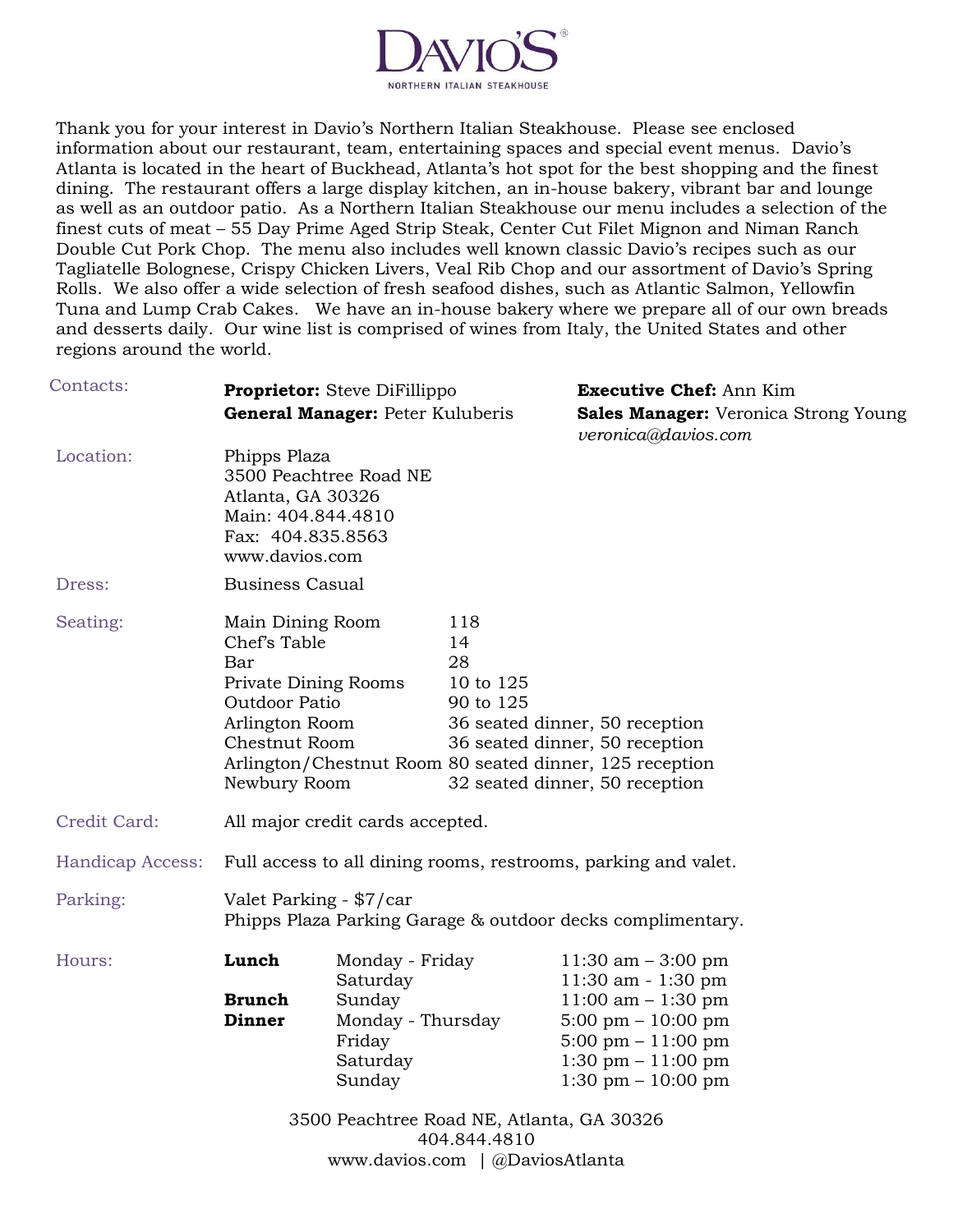# DAVIO'S®

NORTHERN ITALIAN STEAKHOUSE

Thank you for your interest in Davio's Northern Italian Steakhouse. Please see enclosed information about our restaurant, team, entertaining spaces and special event menus. Davio's Atlanta is located in the heart of Buckhead, Atlanta's hot spot for the best shopping and the finest dining. The restaurant offers a large display kitchen, an in-house bakery, vibrant bar and lounge as well as an outdoor patio. As a Northern Italian Steakhouse our menu includes a selection of the finest cuts of meat – 55 Day Prime Aged Strip Steak, Center Cut Filet Mignon and Niman Ranch Double Cut Pork Chop. The menu also includes well known classic Davio's recipes such as our Tagliatelle Bolognese, Crispy Chicken Livers, Veal Rib Chop and our assortment of Davio's Spring Rolls. We also offer a wide selection of fresh seafood dishes, such as Atlantic Salmon, Yellowfin Tuna and Lump Crab Cakes. We have an in-house bakery where we prepare all of our own breads and desserts daily. Our wine list is comprised of wines from Italy, the United States and other regions around the world.

**Contacts:**

**Proprietor:** Steve DiFillippo
**General Manager:** Peter Kuluberis
**Executive Chef:** Ann Kim
**Sales Manager:** Veronica Strong Young
*veronica@davios.com*

**Location:**

Phipps Plaza
3500 Peachtree Road NE
Atlanta, GA 30326
Main: 404.844.4810
Fax: 404.835.8563
www.davios.com

**Dress:** Business Casual

**Seating:**

| Space | Capacity |
|---|---|
| Main Dining Room | 118 |
| Chef's Table | 14 |
| Bar | 28 |
| Private Dining Rooms | 10 to 125 |
| Outdoor Patio | 90 to 125 |
| Arlington Room | 36 seated dinner, 50 reception |
| Chestnut Room | 36 seated dinner, 50 reception |
| Arlington/Chestnut Room | 80 seated dinner, 125 reception |
| Newbury Room | 32 seated dinner, 50 reception |

**Credit Card:** All major credit cards accepted.

**Handicap Access:** Full access to all dining rooms, restrooms, parking and valet.

**Parking:** Valet Parking - $7/car
Phipps Plaza Parking Garage & outdoor decks complimentary.

**Hours:**

| Meal | Days | Hours |
|---|---|---|
| **Lunch** | Monday - Friday | 11:30 am – 3:00 pm |
| | Saturday | 11:30 am - 1:30 pm |
| **Brunch** | Sunday | 11:00 am – 1:30 pm |
| **Dinner** | Monday - Thursday | 5:00 pm – 10:00 pm |
| | Friday | 5:00 pm – 11:00 pm |
| | Saturday | 1:30 pm – 11:00 pm |
| | Sunday | 1:30 pm – 10:00 pm |

3500 Peachtree Road NE, Atlanta, GA 30326
404.844.4810
www.davios.com | @DaviosAtlanta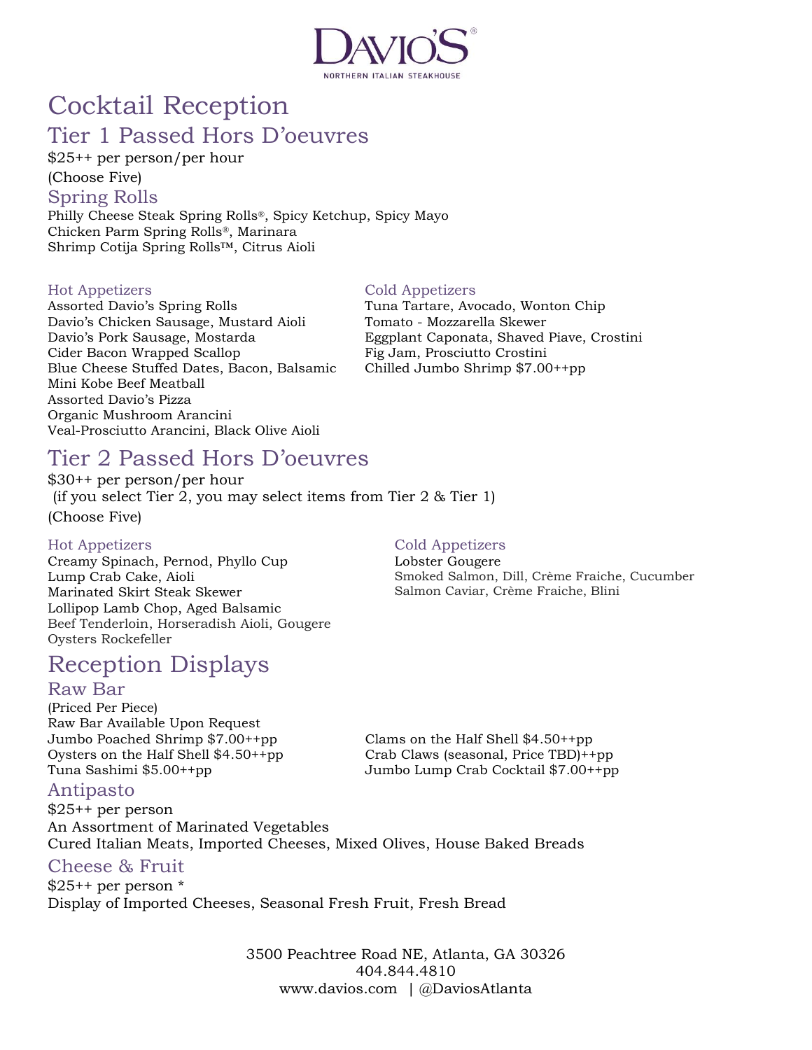# Cocktail Reception

## Tier 1 Passed Hors D'oeuvres

$25++ per person/per hour

(Choose Five)

### Spring Rolls

Philly Cheese Steak Spring Rolls®, Spicy Ketchup, Spicy Mayo
Chicken Parm Spring Rolls®, Marinara
Shrimp Cotija Spring Rolls™, Citrus Aioli

#### Hot Appetizers

Assorted Davio's Spring Rolls
Davio's Chicken Sausage, Mustard Aioli
Davio's Pork Sausage, Mostarda
Cider Bacon Wrapped Scallop
Blue Cheese Stuffed Dates, Bacon, Balsamic
Mini Kobe Beef Meatball
Assorted Davio's Pizza
Organic Mushroom Arancini
Veal-Prosciutto Arancini, Black Olive Aioli

#### Cold Appetizers

Tuna Tartare, Avocado, Wonton Chip
Tomato - Mozzarella Skewer
Eggplant Caponata, Shaved Piave, Crostini
Fig Jam, Prosciutto Crostini
Chilled Jumbo Shrimp $7.00++pp

## Tier 2 Passed Hors D'oeuvres

$30++ per person/per hour

(if you select Tier 2, you may select items from Tier 2 & Tier 1)

(Choose Five)

#### Hot Appetizers

Creamy Spinach, Pernod, Phyllo Cup
Lump Crab Cake, Aioli
Marinated Skirt Steak Skewer
Lollipop Lamb Chop, Aged Balsamic
Beef Tenderloin, Horseradish Aioli, Gougere
Oysters Rockefeller

#### Cold Appetizers

Lobster Gougere
Smoked Salmon, Dill, Crème Fraiche, Cucumber
Salmon Caviar, Crème Fraiche, Blini

# Reception Displays

## Raw Bar

(Priced Per Piece)

Raw Bar Available Upon Request

Jumbo Poached Shrimp $7.00++pp
Oysters on the Half Shell $4.50++pp
Tuna Sashimi $5.00++pp
Clams on the Half Shell $4.50++pp
Crab Claws (seasonal, Price TBD)++pp
Jumbo Lump Crab Cocktail $7.00++pp

## Antipasto

$25++ per person

An Assortment of Marinated Vegetables
Cured Italian Meats, Imported Cheeses, Mixed Olives, House Baked Breads

## Cheese & Fruit

$25++ per person *

Display of Imported Cheeses, Seasonal Fresh Fruit, Fresh Bread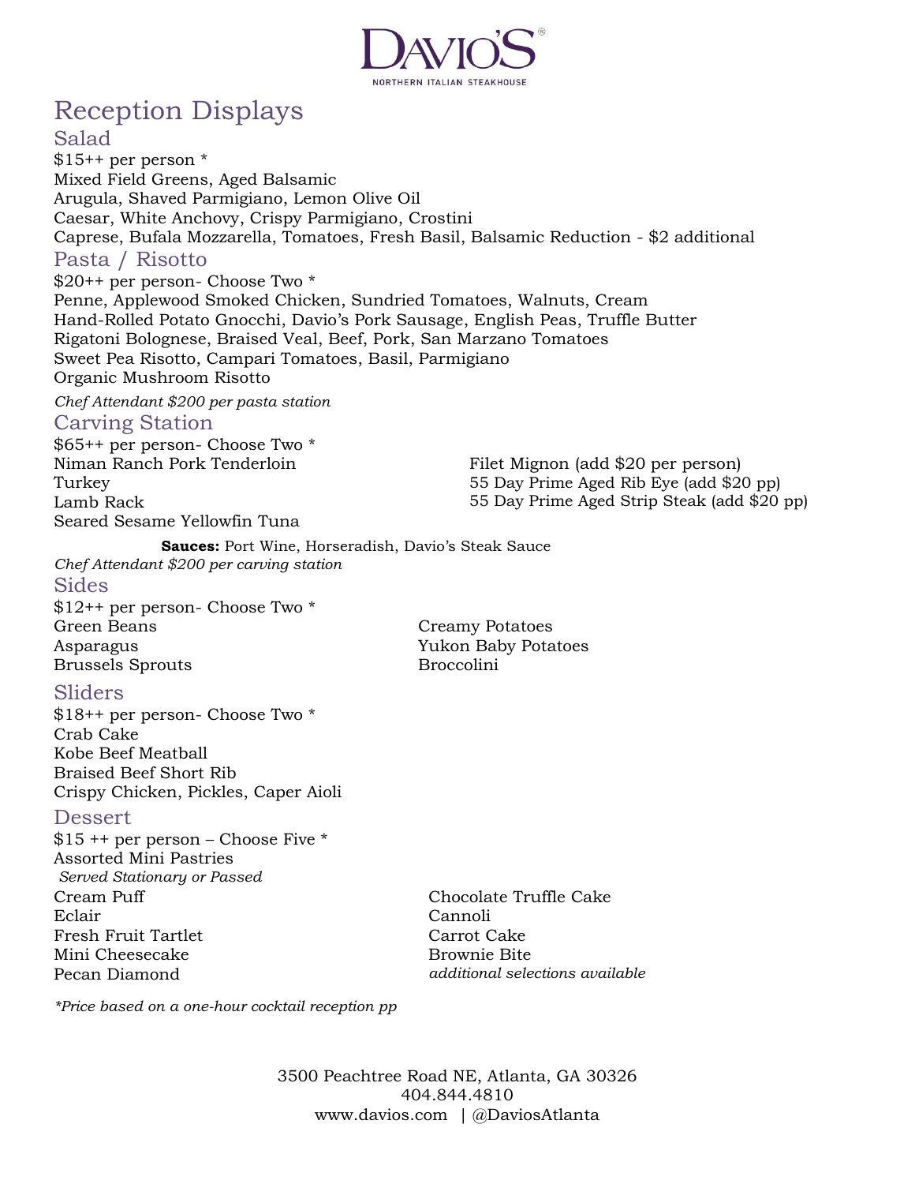# Reception Displays

## Salad

$15++ per person *

Mixed Field Greens, Aged Balsamic
Arugula, Shaved Parmigiano, Lemon Olive Oil
Caesar, White Anchovy, Crispy Parmigiano, Crostini
Caprese, Bufala Mozzarella, Tomatoes, Fresh Basil, Balsamic Reduction - $2 additional

## Pasta / Risotto

$20++ per person- Choose Two *

Penne, Applewood Smoked Chicken, Sundried Tomatoes, Walnuts, Cream
Hand-Rolled Potato Gnocchi, Davio's Pork Sausage, English Peas, Truffle Butter
Rigatoni Bolognese, Braised Veal, Beef, Pork, San Marzano Tomatoes
Sweet Pea Risotto, Campari Tomatoes, Basil, Parmigiano
Organic Mushroom Risotto

*Chef Attendant $200 per pasta station*

## Carving Station

$65++ per person- Choose Two *

Niman Ranch Pork Tenderloin
Turkey
Lamb Rack
Seared Sesame Yellowfin Tuna
Filet Mignon (add $20 per person)
55 Day Prime Aged Rib Eye (add $20 pp)
55 Day Prime Aged Strip Steak (add $20 pp)

**Sauces:** Port Wine, Horseradish, Davio's Steak Sauce

*Chef Attendant $200 per carving station*

## Sides

$12++ per person- Choose Two *

Green Beans
Asparagus
Brussels Sprouts
Creamy Potatoes
Yukon Baby Potatoes
Broccolini

## Sliders

$18++ per person- Choose Two *

Crab Cake
Kobe Beef Meatball
Braised Beef Short Rib
Crispy Chicken, Pickles, Caper Aioli

## Dessert

$15 ++ per person – Choose Five *

Assorted Mini Pastries
*Served Stationary or Passed*

Cream Puff
Eclair
Fresh Fruit Tartlet
Mini Cheesecake
Pecan Diamond
Chocolate Truffle Cake
Cannoli
Carrot Cake
Brownie Bite
*additional selections available*

*\*Price based on a one-hour cocktail reception pp*

3500 Peachtree Road NE, Atlanta, GA 30326
404.844.4810
www.davios.com | @DaviosAtlanta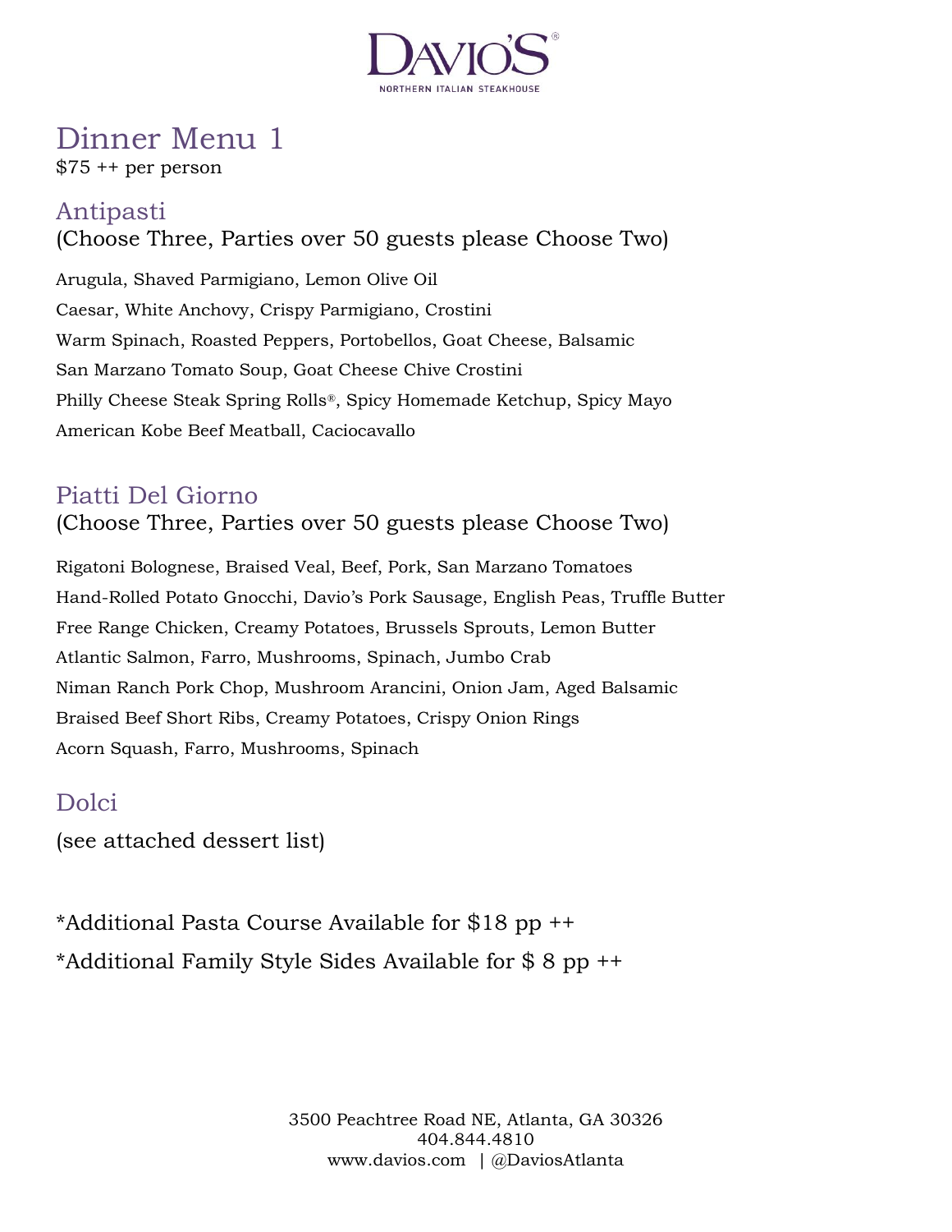DAVIO'S®
NORTHERN ITALIAN STEAKHOUSE

# Dinner Menu 1

$75 ++ per person

## Antipasti

(Choose Three, Parties over 50 guests please Choose Two)

Arugula, Shaved Parmigiano, Lemon Olive Oil

Caesar, White Anchovy, Crispy Parmigiano, Crostini

Warm Spinach, Roasted Peppers, Portobellos, Goat Cheese, Balsamic

San Marzano Tomato Soup, Goat Cheese Chive Crostini

Philly Cheese Steak Spring Rolls®, Spicy Homemade Ketchup, Spicy Mayo

American Kobe Beef Meatball, Caciocavallo

## Piatti Del Giorno

(Choose Three, Parties over 50 guests please Choose Two)

Rigatoni Bolognese, Braised Veal, Beef, Pork, San Marzano Tomatoes

Hand-Rolled Potato Gnocchi, Davio's Pork Sausage, English Peas, Truffle Butter

Free Range Chicken, Creamy Potatoes, Brussels Sprouts, Lemon Butter

Atlantic Salmon, Farro, Mushrooms, Spinach, Jumbo Crab

Niman Ranch Pork Chop, Mushroom Arancini, Onion Jam, Aged Balsamic

Braised Beef Short Ribs, Creamy Potatoes, Crispy Onion Rings

Acorn Squash, Farro, Mushrooms, Spinach

## Dolci

(see attached dessert list)

*Additional Pasta Course Available for $18 pp ++

*Additional Family Style Sides Available for $ 8 pp ++

3500 Peachtree Road NE, Atlanta, GA 30326
404.844.4810
www.davios.com | @DaviosAtlanta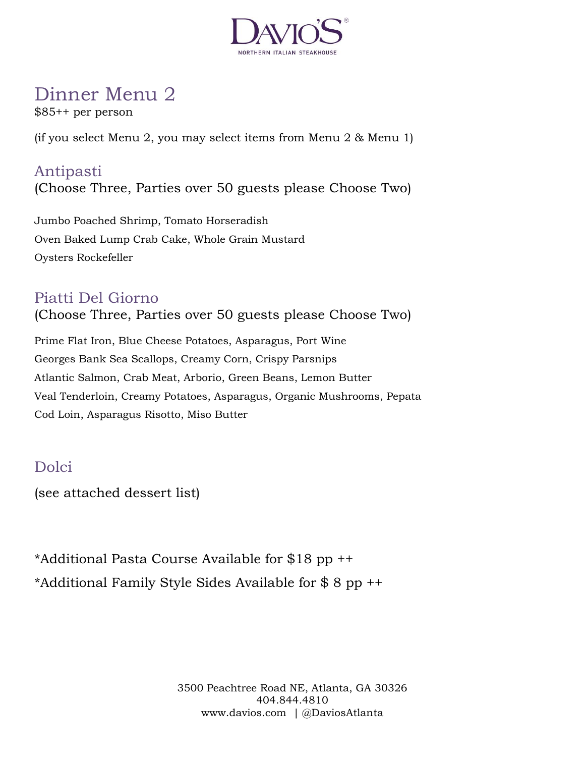# DAVIO'S

NORTHERN ITALIAN STEAKHOUSE

## Dinner Menu 2

$85++ per person

(if you select Menu 2, you may select items from Menu 2 & Menu 1)

### Antipasti

(Choose Three, Parties over 50 guests please Choose Two)

Jumbo Poached Shrimp, Tomato Horseradish

Oven Baked Lump Crab Cake, Whole Grain Mustard

Oysters Rockefeller

### Piatti Del Giorno

(Choose Three, Parties over 50 guests please Choose Two)

Prime Flat Iron, Blue Cheese Potatoes, Asparagus, Port Wine

Georges Bank Sea Scallops, Creamy Corn, Crispy Parsnips

Atlantic Salmon, Crab Meat, Arborio, Green Beans, Lemon Butter

Veal Tenderloin, Creamy Potatoes, Asparagus, Organic Mushrooms, Pepata

Cod Loin, Asparagus Risotto, Miso Butter

### Dolci

(see attached dessert list)

*Additional Pasta Course Available for $18 pp ++

*Additional Family Style Sides Available for $ 8 pp ++

3500 Peachtree Road NE, Atlanta, GA 30326
404.844.4810
www.davios.com | @DaviosAtlanta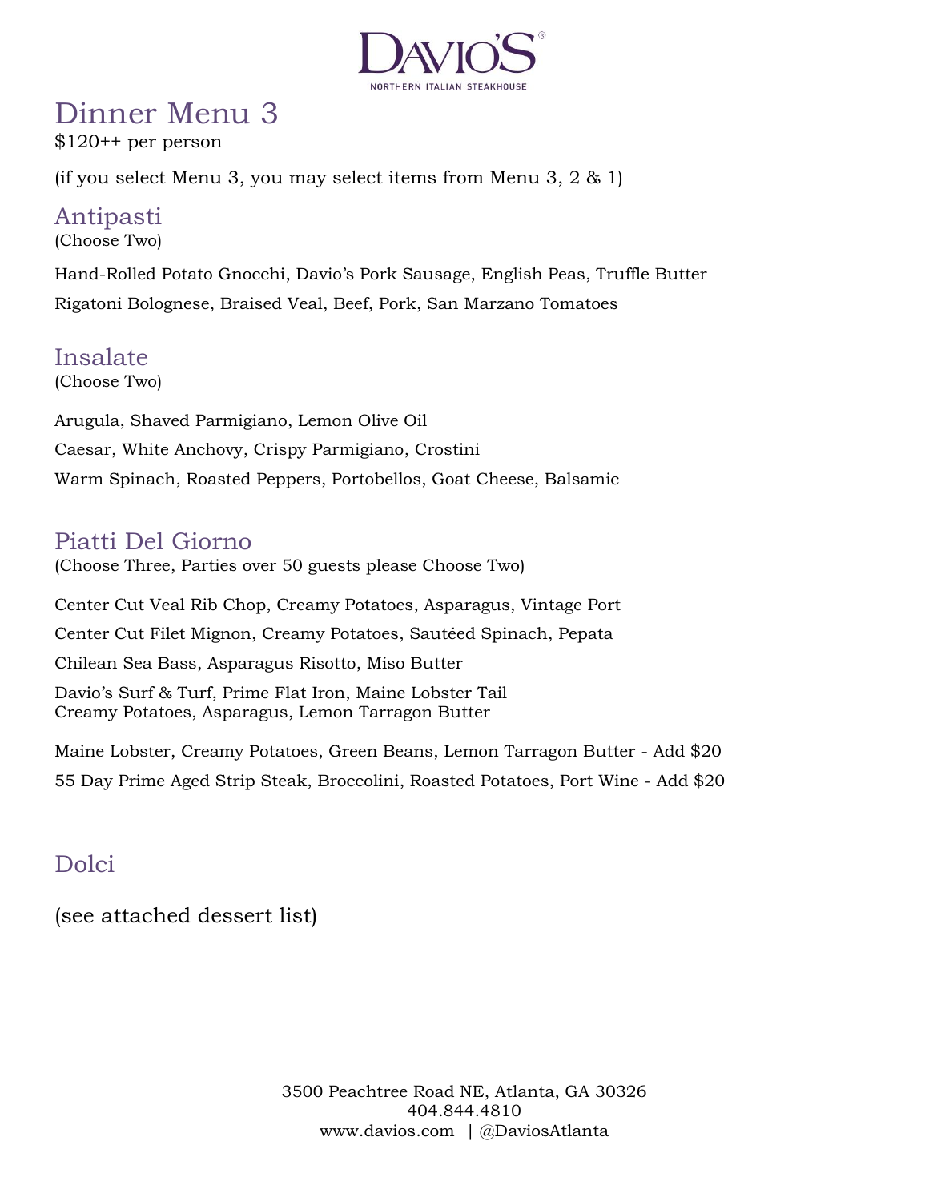DAVIO'S®

NORTHERN ITALIAN STEAKHOUSE

# Dinner Menu 3

$120++ per person

(if you select Menu 3, you may select items from Menu 3, 2 & 1)

## Antipasti

(Choose Two)

Hand-Rolled Potato Gnocchi, Davio's Pork Sausage, English Peas, Truffle Butter

Rigatoni Bolognese, Braised Veal, Beef, Pork, San Marzano Tomatoes

## Insalate

(Choose Two)

Arugula, Shaved Parmigiano, Lemon Olive Oil

Caesar, White Anchovy, Crispy Parmigiano, Crostini

Warm Spinach, Roasted Peppers, Portobellos, Goat Cheese, Balsamic

## Piatti Del Giorno

(Choose Three, Parties over 50 guests please Choose Two)

Center Cut Veal Rib Chop, Creamy Potatoes, Asparagus, Vintage Port

Center Cut Filet Mignon, Creamy Potatoes, Sautéed Spinach, Pepata

Chilean Sea Bass, Asparagus Risotto, Miso Butter

Davio's Surf & Turf, Prime Flat Iron, Maine Lobster Tail
Creamy Potatoes, Asparagus, Lemon Tarragon Butter

Maine Lobster, Creamy Potatoes, Green Beans, Lemon Tarragon Butter - Add $20

55 Day Prime Aged Strip Steak, Broccolini, Roasted Potatoes, Port Wine - Add $20

## Dolci

(see attached dessert list)

3500 Peachtree Road NE, Atlanta, GA 30326
404.844.4810
www.davios.com | @DaviosAtlanta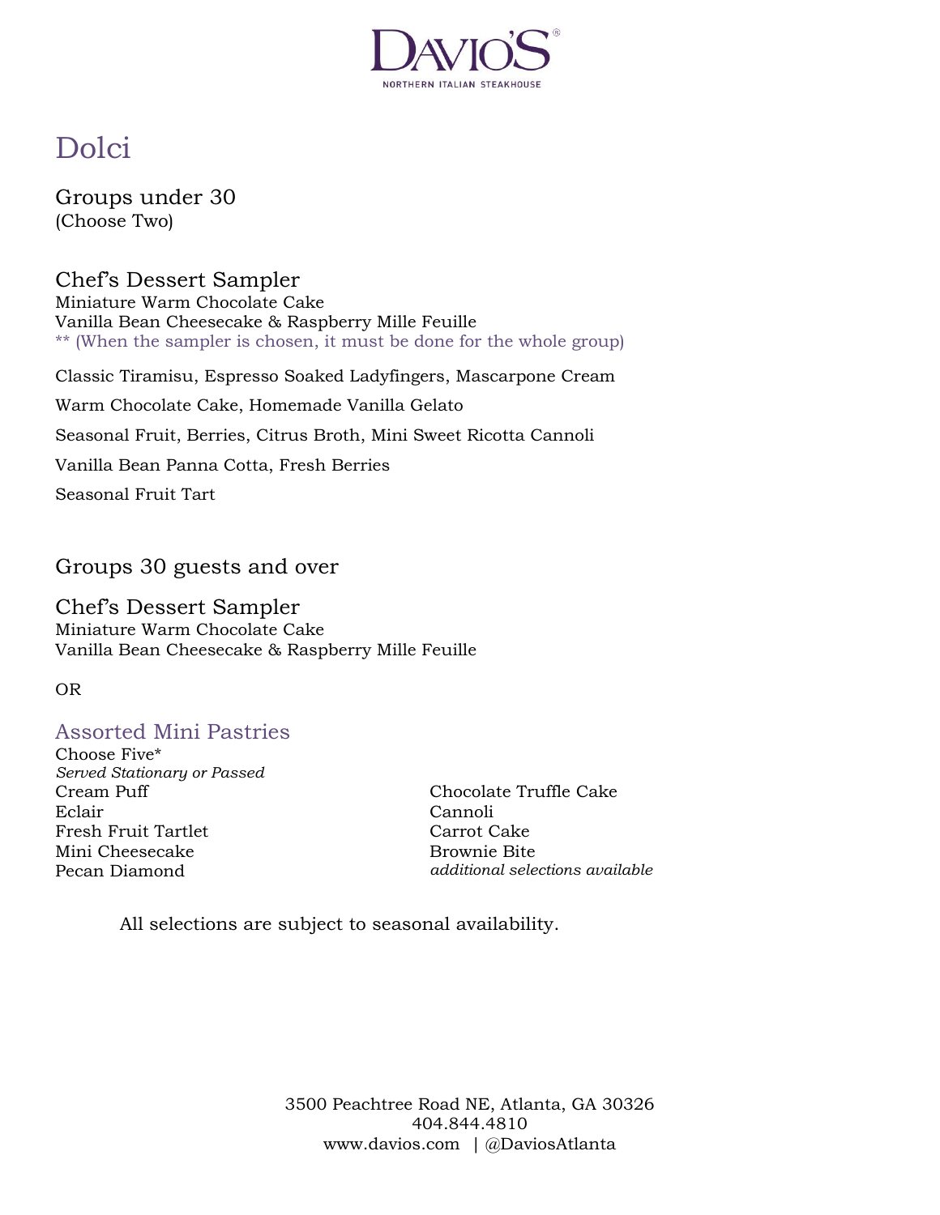DAVIO'S®
NORTHERN ITALIAN STEAKHOUSE

# Dolci

## Groups under 30
(Choose Two)

### Chef's Dessert Sampler
Miniature Warm Chocolate Cake
Vanilla Bean Cheesecake & Raspberry Mille Feuille
** (When the sampler is chosen, it must be done for the whole group)

Classic Tiramisu, Espresso Soaked Ladyfingers, Mascarpone Cream

Warm Chocolate Cake, Homemade Vanilla Gelato

Seasonal Fruit, Berries, Citrus Broth, Mini Sweet Ricotta Cannoli

Vanilla Bean Panna Cotta, Fresh Berries

Seasonal Fruit Tart

## Groups 30 guests and over

### Chef's Dessert Sampler
Miniature Warm Chocolate Cake
Vanilla Bean Cheesecake & Raspberry Mille Feuille

OR

### Assorted Mini Pastries
Choose Five*
*Served Stationary or Passed*

Cream Puff
Eclair
Fresh Fruit Tartlet
Mini Cheesecake
Pecan Diamond
Chocolate Truffle Cake
Cannoli
Carrot Cake
Brownie Bite
*additional selections available*

All selections are subject to seasonal availability.

3500 Peachtree Road NE, Atlanta, GA 30326
404.844.4810
www.davios.com | @DaviosAtlanta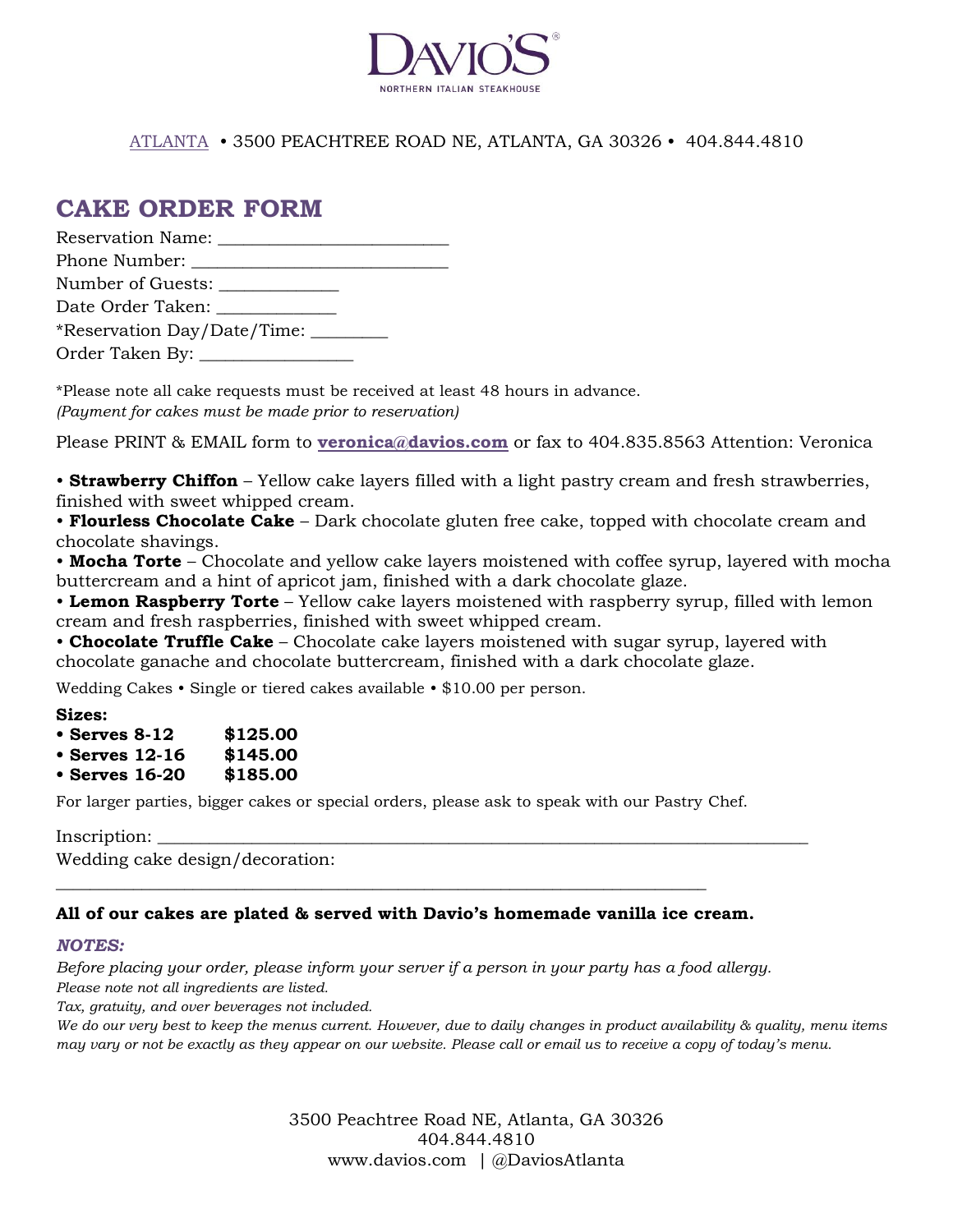DAVIO'S®

NORTHERN ITALIAN STEAKHOUSE

ATLANTA • 3500 PEACHTREE ROAD NE, ATLANTA, GA 30326 • 404.844.4810

# CAKE ORDER FORM

Reservation Name: _________________________

Phone Number: ____________________________

Number of Guests: _____________

Date Order Taken: _____________

*Reservation Day/Date/Time: _________

Order Taken By: _________________

*Please note all cake requests must be received at least 48 hours in advance.
*(Payment for cakes must be made prior to reservation)*

Please PRINT & EMAIL form to **veronica@davios.com** or fax to 404.835.8563 Attention: Veronica

- **Strawberry Chiffon** – Yellow cake layers filled with a light pastry cream and fresh strawberries, finished with sweet whipped cream.
- **Flourless Chocolate Cake** – Dark chocolate gluten free cake, topped with chocolate cream and chocolate shavings.
- **Mocha Torte** – Chocolate and yellow cake layers moistened with coffee syrup, layered with mocha buttercream and a hint of apricot jam, finished with a dark chocolate glaze.
- **Lemon Raspberry Torte** – Yellow cake layers moistened with raspberry syrup, filled with lemon cream and fresh raspberries, finished with sweet whipped cream.
- **Chocolate Truffle Cake** – Chocolate cake layers moistened with sugar syrup, layered with chocolate ganache and chocolate buttercream, finished with a dark chocolate glaze.

Wedding Cakes • Single or tiered cakes available • $10.00 per person.

**Sizes:**

- **Serves 8-12 $125.00**
- **Serves 12-16 $145.00**
- **Serves 16-20 $185.00**

For larger parties, bigger cakes or special orders, please ask to speak with our Pastry Chef.

Inscription: ______________________________________________________________

Wedding cake design/decoration:
______________________________________________________________

**All of our cakes are plated & served with Davio's homemade vanilla ice cream.**

***NOTES:***

*Before placing your order, please inform your server if a person in your party has a food allergy.*
*Please note not all ingredients are listed.*
*Tax, gratuity, and over beverages not included.*
*We do our very best to keep the menus current. However, due to daily changes in product availability & quality, menu items may vary or not be exactly as they appear on our website. Please call or email us to receive a copy of today's menu.*

3500 Peachtree Road NE, Atlanta, GA 30326
404.844.4810
www.davios.com | @DaviosAtlanta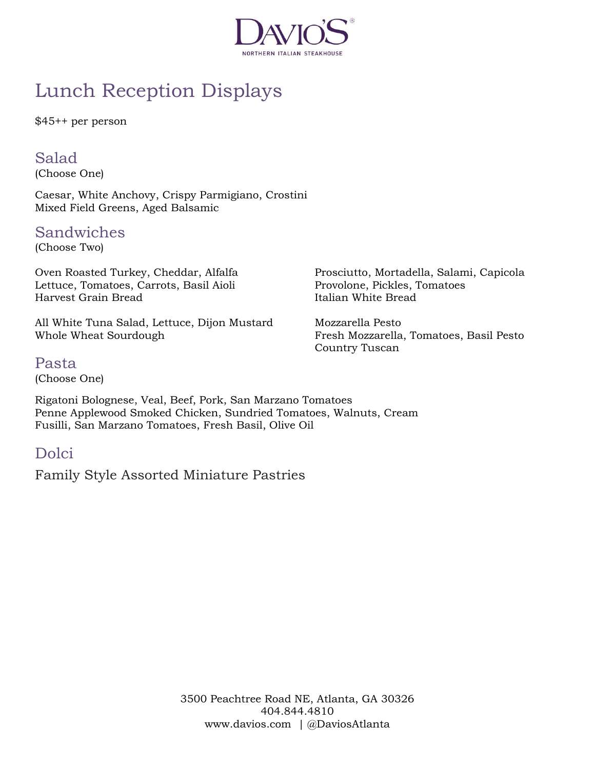# DAVIO'S®

NORTHERN ITALIAN STEAKHOUSE

## Lunch Reception Displays

$45++ per person

### Salad

(Choose One)

Caesar, White Anchovy, Crispy Parmigiano, Crostini
Mixed Field Greens, Aged Balsamic

### Sandwiches

(Choose Two)

Oven Roasted Turkey, Cheddar, Alfalfa
Lettuce, Tomatoes, Carrots, Basil Aioli
Harvest Grain Bread

All White Tuna Salad, Lettuce, Dijon Mustard
Whole Wheat Sourdough

Prosciutto, Mortadella, Salami, Capicola
Provolone, Pickles, Tomatoes
Italian White Bread

Mozzarella Pesto
Fresh Mozzarella, Tomatoes, Basil Pesto
Country Tuscan

### Pasta

(Choose One)

Rigatoni Bolognese, Veal, Beef, Pork, San Marzano Tomatoes
Penne Applewood Smoked Chicken, Sundried Tomatoes, Walnuts, Cream
Fusilli, San Marzano Tomatoes, Fresh Basil, Olive Oil

### Dolci

Family Style Assorted Miniature Pastries

3500 Peachtree Road NE, Atlanta, GA 30326
404.844.4810
www.davios.com | @DaviosAtlanta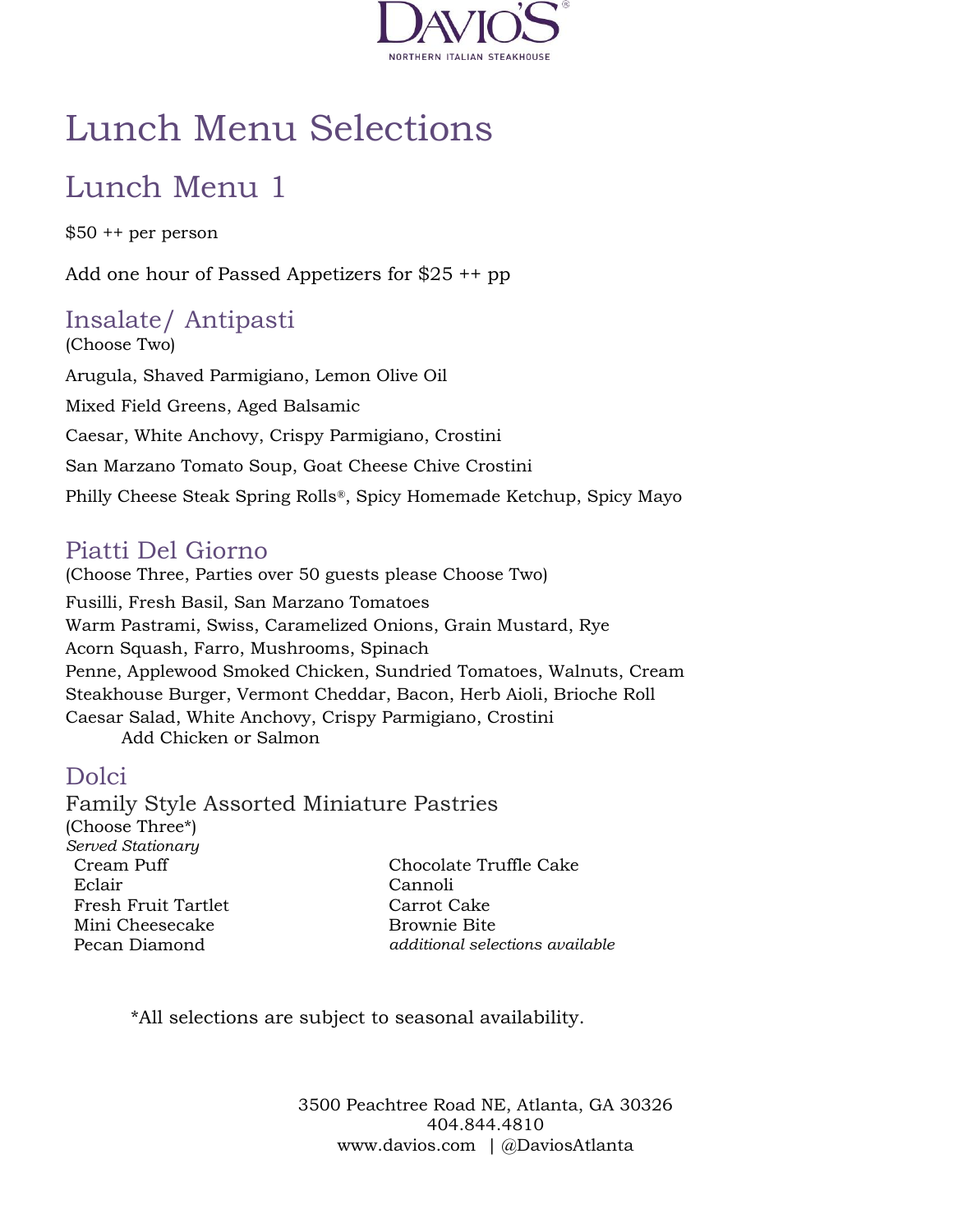DAVIO'S®

NORTHERN ITALIAN STEAKHOUSE

# Lunch Menu Selections

## Lunch Menu 1

$50 ++ per person

Add one hour of Passed Appetizers for $25 ++ pp

### Insalate/ Antipasti

(Choose Two)

Arugula, Shaved Parmigiano, Lemon Olive Oil

Mixed Field Greens, Aged Balsamic

Caesar, White Anchovy, Crispy Parmigiano, Crostini

San Marzano Tomato Soup, Goat Cheese Chive Crostini

Philly Cheese Steak Spring Rolls®, Spicy Homemade Ketchup, Spicy Mayo

### Piatti Del Giorno

(Choose Three, Parties over 50 guests please Choose Two)

Fusilli, Fresh Basil, San Marzano Tomatoes
Warm Pastrami, Swiss, Caramelized Onions, Grain Mustard, Rye
Acorn Squash, Farro, Mushrooms, Spinach
Penne, Applewood Smoked Chicken, Sundried Tomatoes, Walnuts, Cream
Steakhouse Burger, Vermont Cheddar, Bacon, Herb Aioli, Brioche Roll
Caesar Salad, White Anchovy, Crispy Parmigiano, Crostini
Add Chicken or Salmon

### Dolci

Family Style Assorted Miniature Pastries

(Choose Three*)

*Served Stationary*

Cream Puff
Eclair
Fresh Fruit Tartlet
Mini Cheesecake
Pecan Diamond
Chocolate Truffle Cake
Cannoli
Carrot Cake
Brownie Bite
*additional selections available*

*All selections are subject to seasonal availability.

3500 Peachtree Road NE, Atlanta, GA 30326
404.844.4810
www.davios.com | @DaviosAtlanta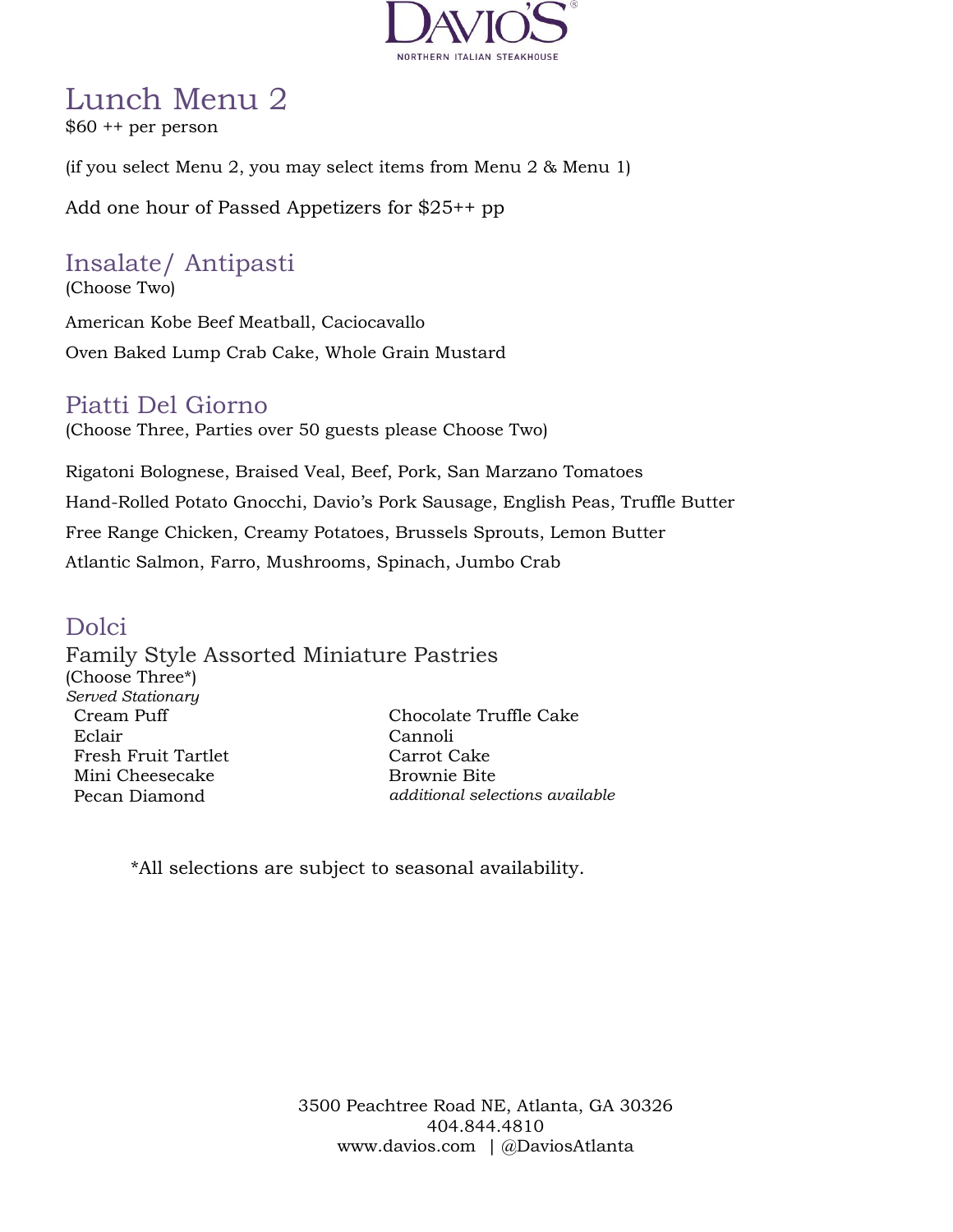DAVIO'S®

NORTHERN ITALIAN STEAKHOUSE

# Lunch Menu 2

$60 ++ per person

(if you select Menu 2, you may select items from Menu 2 & Menu 1)

Add one hour of Passed Appetizers for $25++ pp

## Insalate/ Antipasti

(Choose Two)

American Kobe Beef Meatball, Caciocavallo

Oven Baked Lump Crab Cake, Whole Grain Mustard

## Piatti Del Giorno

(Choose Three, Parties over 50 guests please Choose Two)

Rigatoni Bolognese, Braised Veal, Beef, Pork, San Marzano Tomatoes

Hand-Rolled Potato Gnocchi, Davio's Pork Sausage, English Peas, Truffle Butter

Free Range Chicken, Creamy Potatoes, Brussels Sprouts, Lemon Butter

Atlantic Salmon, Farro, Mushrooms, Spinach, Jumbo Crab

## Dolci

### Family Style Assorted Miniature Pastries

(Choose Three*)

*Served Stationary*

- Cream Puff
- Eclair
- Fresh Fruit Tartlet
- Mini Cheesecake
- Pecan Diamond
- Chocolate Truffle Cake
- Cannoli
- Carrot Cake
- Brownie Bite
- *additional selections available*

*All selections are subject to seasonal availability.

3500 Peachtree Road NE, Atlanta, GA 30326
404.844.4810
www.davios.com | @DaviosAtlanta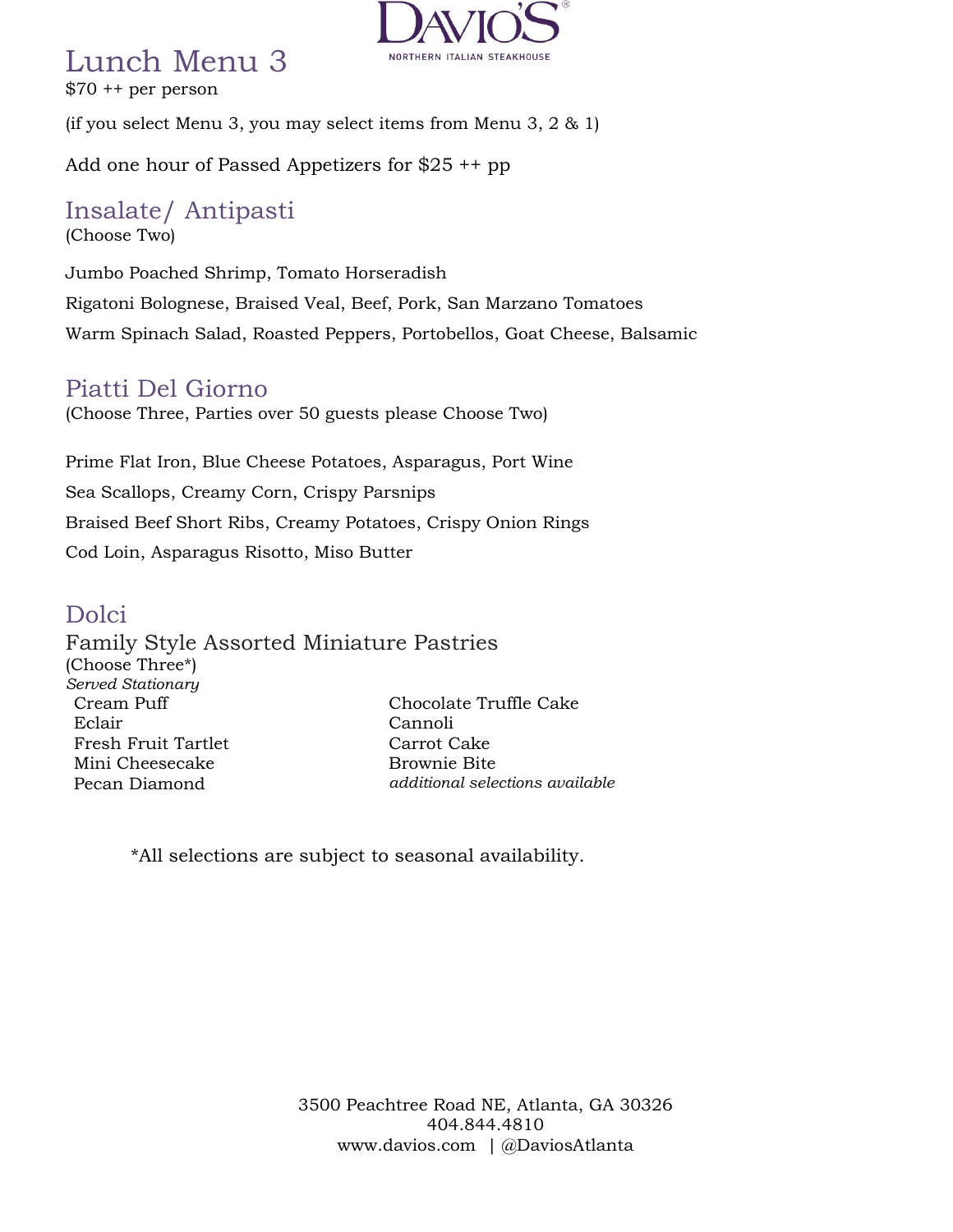DAVIO'S®

NORTHERN ITALIAN STEAKHOUSE

# Lunch Menu 3

$70 ++ per person

(if you select Menu 3, you may select items from Menu 3, 2 & 1)

Add one hour of Passed Appetizers for $25 ++ pp

## Insalate/ Antipasti

(Choose Two)

Jumbo Poached Shrimp, Tomato Horseradish

Rigatoni Bolognese, Braised Veal, Beef, Pork, San Marzano Tomatoes

Warm Spinach Salad, Roasted Peppers, Portobellos, Goat Cheese, Balsamic

## Piatti Del Giorno

(Choose Three, Parties over 50 guests please Choose Two)

Prime Flat Iron, Blue Cheese Potatoes, Asparagus, Port Wine

Sea Scallops, Creamy Corn, Crispy Parsnips

Braised Beef Short Ribs, Creamy Potatoes, Crispy Onion Rings

Cod Loin, Asparagus Risotto, Miso Butter

## Dolci

### Family Style Assorted Miniature Pastries

(Choose Three*)

*Served Stationary*

Cream Puff

Eclair

Fresh Fruit Tartlet

Mini Cheesecake

Pecan Diamond

Chocolate Truffle Cake

Cannoli

Carrot Cake

Brownie Bite

*additional selections available*

*All selections are subject to seasonal availability.

3500 Peachtree Road NE, Atlanta, GA 30326
404.844.4810
www.davios.com | @DaviosAtlanta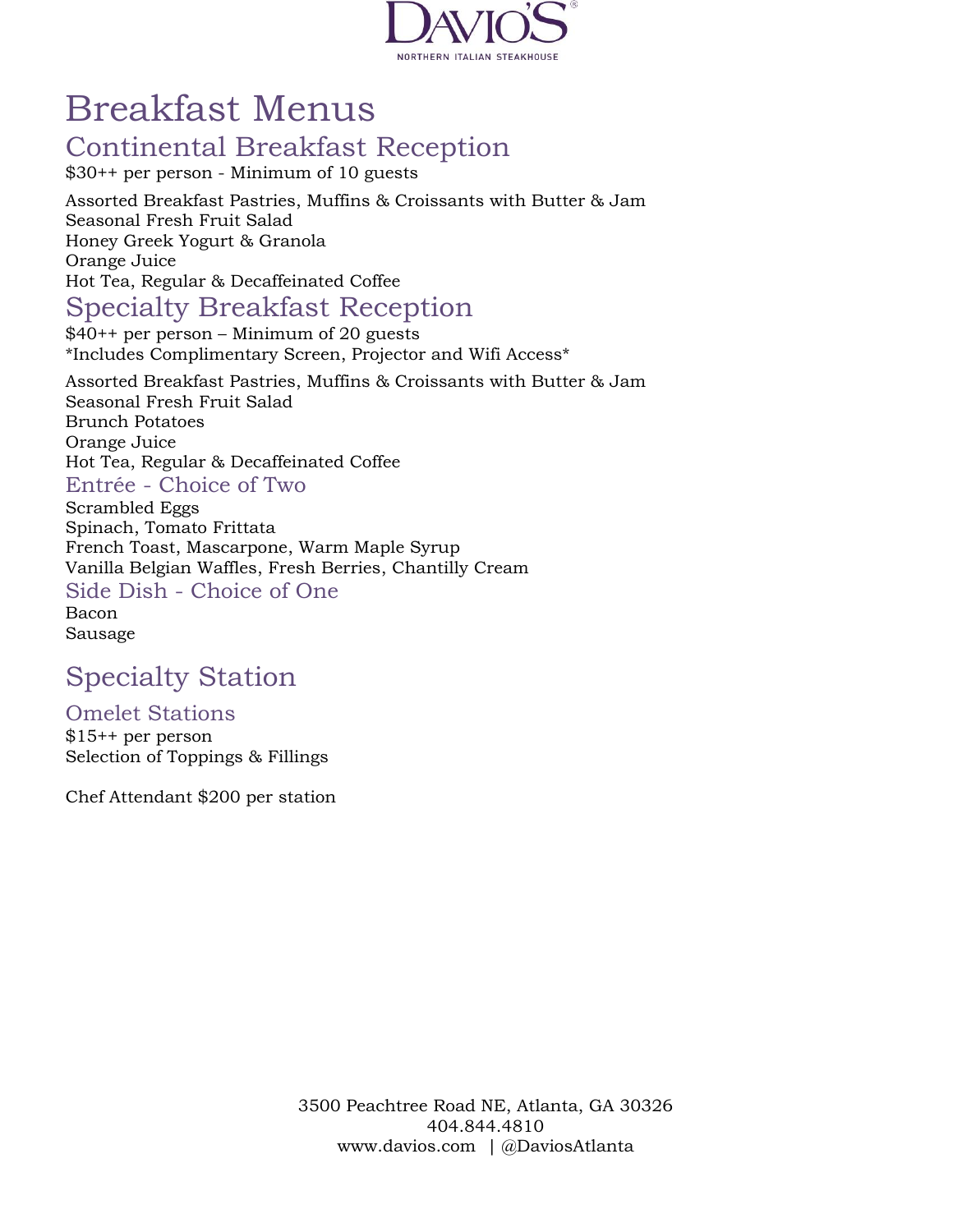# Breakfast Menus

## Continental Breakfast Reception

$30++ per person - Minimum of 10 guests

Assorted Breakfast Pastries, Muffins & Croissants with Butter & Jam
Seasonal Fresh Fruit Salad
Honey Greek Yogurt & Granola
Orange Juice
Hot Tea, Regular & Decaffeinated Coffee

## Specialty Breakfast Reception

$40++ per person – Minimum of 20 guests
*Includes Complimentary Screen, Projector and Wifi Access*

Assorted Breakfast Pastries, Muffins & Croissants with Butter & Jam
Seasonal Fresh Fruit Salad
Brunch Potatoes
Orange Juice
Hot Tea, Regular & Decaffeinated Coffee

### Entrée - Choice of Two

Scrambled Eggs
Spinach, Tomato Frittata
French Toast, Mascarpone, Warm Maple Syrup
Vanilla Belgian Waffles, Fresh Berries, Chantilly Cream

### Side Dish - Choice of One

Bacon
Sausage

## Specialty Station

### Omelet Stations

$15++ per person
Selection of Toppings & Fillings

Chef Attendant $200 per station

3500 Peachtree Road NE, Atlanta, GA 30326
404.844.4810
www.davios.com | @DaviosAtlanta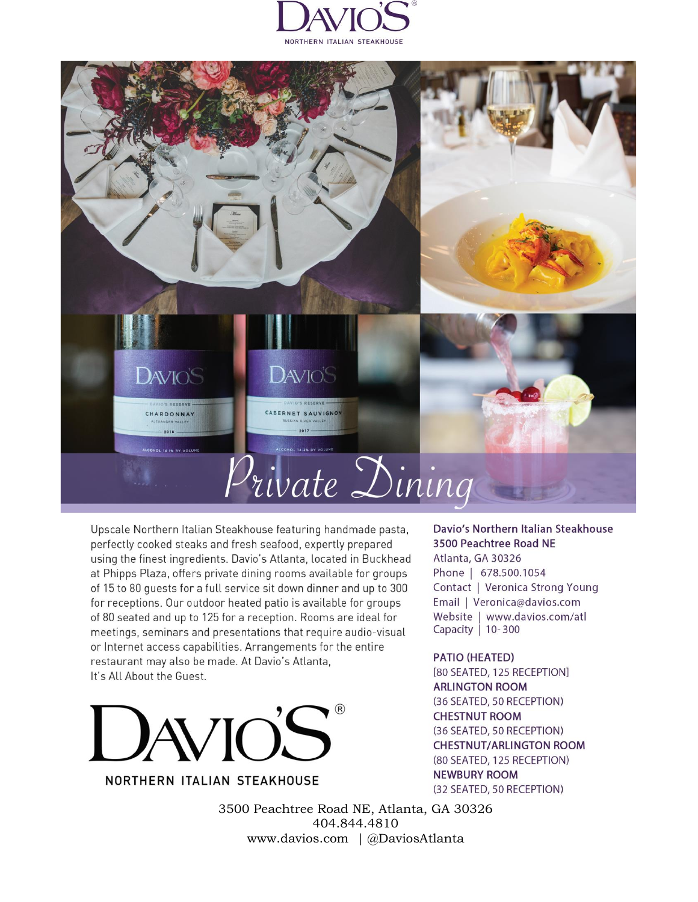# DAVIO'S®

NORTHERN ITALIAN STEAKHOUSE

## Private Dining

Upscale Northern Italian Steakhouse featuring handmade pasta, perfectly cooked steaks and fresh seafood, expertly prepared using the finest ingredients. Davio's Atlanta, located in Buckhead at Phipps Plaza, offers private dining rooms available for groups of 15 to 80 guests for a full service sit down dinner and up to 300 for receptions. Our outdoor heated patio is available for groups of 80 seated and up to 125 for a reception. Rooms are ideal for meetings, seminars and presentations that require audio-visual or Internet access capabilities. Arrangements for the entire restaurant may also be made. At Davio's Atlanta, It's All About the Guest.

DAVIO'S®

NORTHERN ITALIAN STEAKHOUSE

**Davio's Northern Italian Steakhouse**
**3500 Peachtree Road NE**
Atlanta, GA 30326
Phone | 678.500.1054
Contact | Veronica Strong Young
Email | Veronica@davios.com
Website | www.davios.com/atl
Capacity | 10-300

**PATIO (HEATED)**
[80 SEATED, 125 RECEPTION]
**ARLINGTON ROOM**
(36 SEATED, 50 RECEPTION)
**CHESTNUT ROOM**
(36 SEATED, 50 RECEPTION)
**CHESTNUT/ARLINGTON ROOM**
(80 SEATED, 125 RECEPTION)
**NEWBURY ROOM**
(32 SEATED, 50 RECEPTION)

3500 Peachtree Road NE, Atlanta, GA 30326
404.844.4810
www.davios.com | @DaviosAtlanta